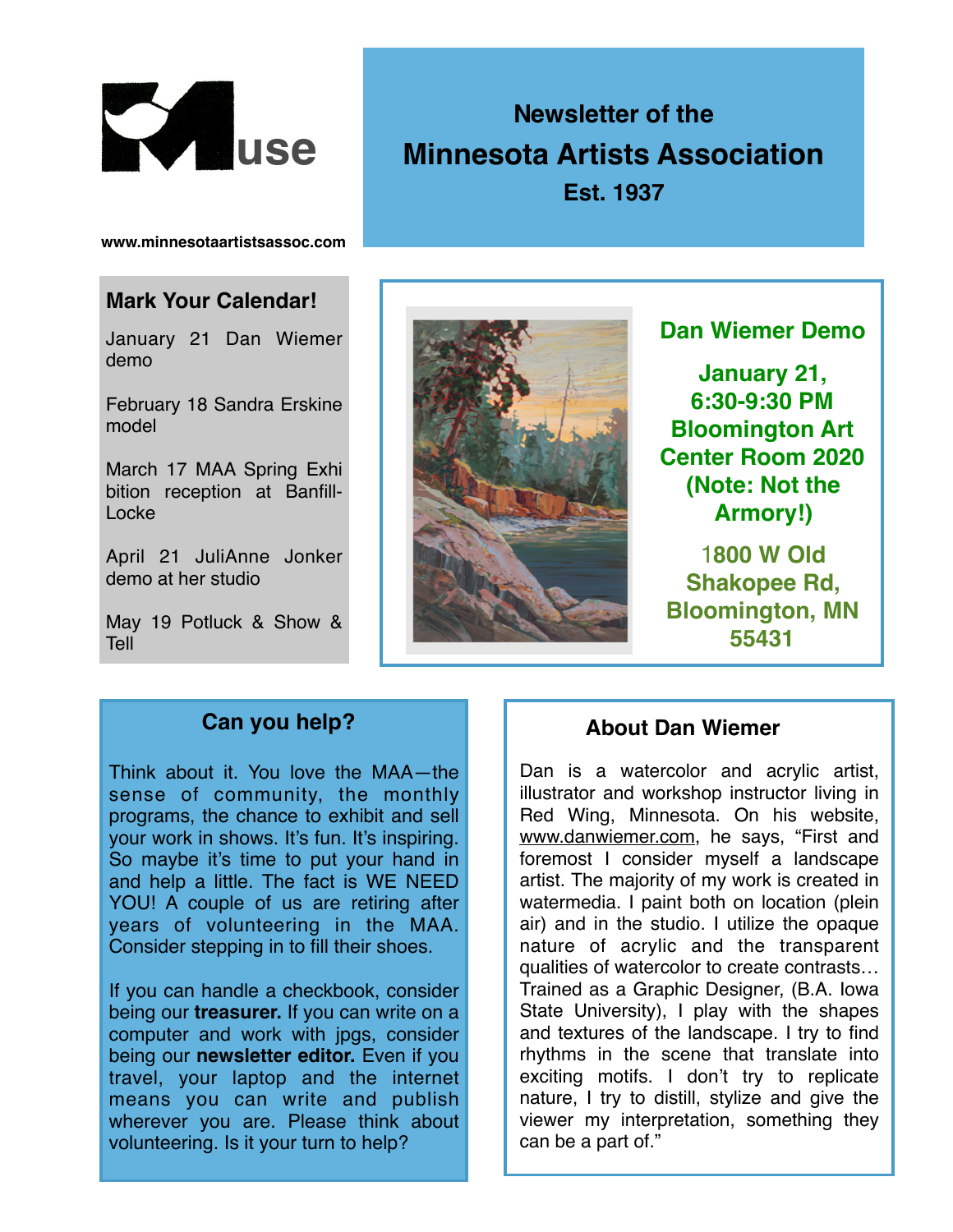# Muse

## Newsletter of the Minnesota Artists Association

**Est. 1937**

www.minnesotaartistsassoc.com

## Mark Your Calendar!

January 21 Dan Wiemer demo

February 18 Sandra Erskine model

March 17 MAA Spring Exhibition reception at Banfill-Locke

April 21 JuliAnne Jonker demo at her studio

May 19 Potluck & Show & Tell

## Dan Wiemer Demo

**January 21, 6:30-9:30 PM**
**Bloomington Art Center Room 2020**
**(Note: Not the Armory!)**

**1800 W Old Shakopee Rd, Bloomington, MN 55431**

## Can you help?

Think about it. You love the MAA—the sense of community, the monthly programs, the chance to exhibit and sell your work in shows. It's fun. It's inspiring. So maybe it's time to put your hand in and help a little. The fact is WE NEED YOU! A couple of us are retiring after years of volunteering in the MAA. Consider stepping in to fill their shoes.

If you can handle a checkbook, consider being our **treasurer.** If you can write on a computer and work with jpgs, consider being our **newsletter editor.** Even if you travel, your laptop and the internet means you can write and publish wherever you are. Please think about volunteering. Is it your turn to help?

## About Dan Wiemer

Dan is a watercolor and acrylic artist, illustrator and workshop instructor living in Red Wing, Minnesota. On his website, www.danwiemer.com, he says, "First and foremost I consider myself a landscape artist. The majority of my work is created in watermedia. I paint both on location (plein air) and in the studio. I utilize the opaque nature of acrylic and the transparent qualities of watercolor to create contrasts… Trained as a Graphic Designer, (B.A. Iowa State University), I play with the shapes and textures of the landscape. I try to find rhythms in the scene that translate into exciting motifs. I don't try to replicate nature, I try to distill, stylize and give the viewer my interpretation, something they can be a part of."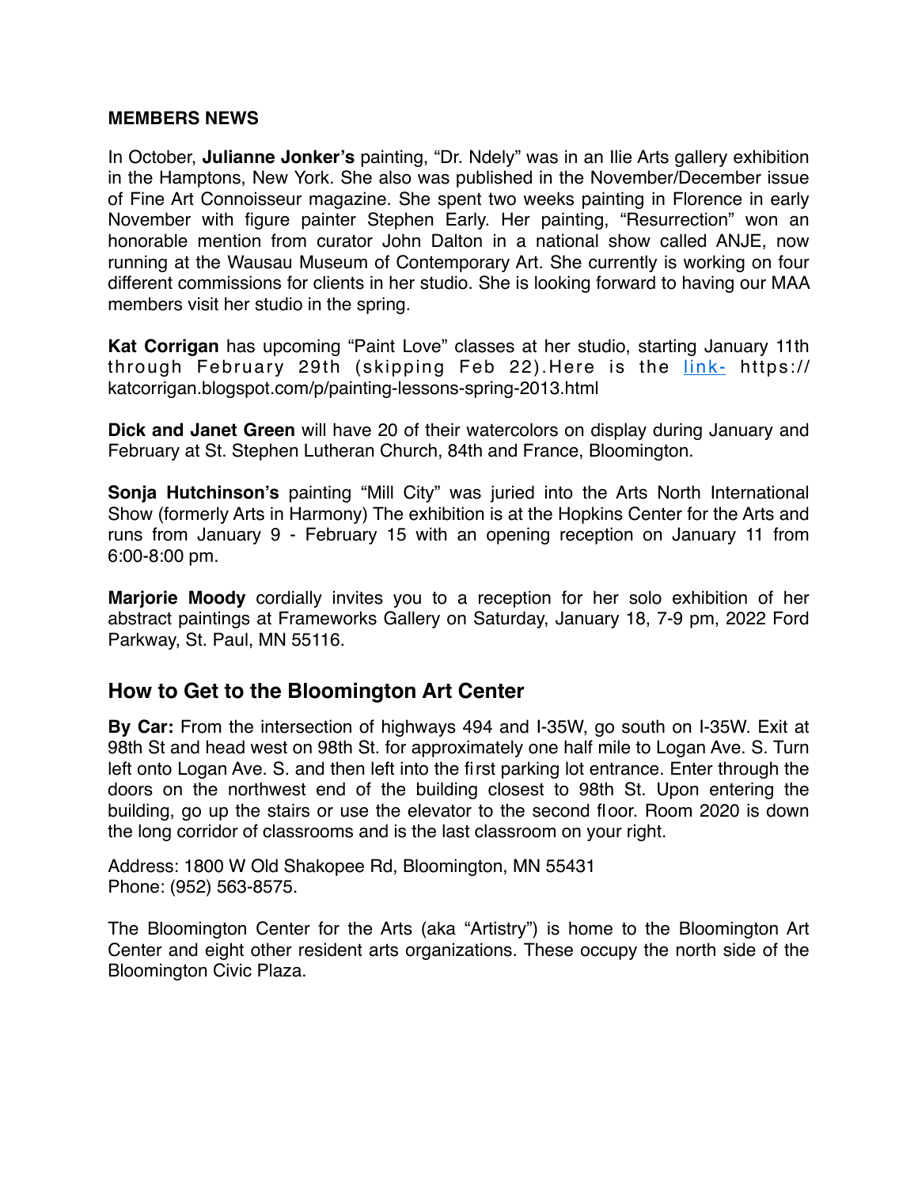**MEMBERS NEWS**

In October, **Julianne Jonker's** painting, "Dr. Ndely" was in an Ilie Arts gallery exhibition in the Hamptons, New York. She also was published in the November/December issue of Fine Art Connoisseur magazine. She spent two weeks painting in Florence in early November with figure painter Stephen Early. Her painting, "Resurrection" won an honorable mention from curator John Dalton in a national show called ANJE, now running at the Wausau Museum of Contemporary Art. She currently is working on four different commissions for clients in her studio. She is looking forward to having our MAA members visit her studio in the spring.

**Kat Corrigan** has upcoming "Paint Love" classes at her studio, starting January 11th through February 29th (skipping Feb 22).Here is the link- https://katcorrigan.blogspot.com/p/painting-lessons-spring-2013.html

**Dick and Janet Green** will have 20 of their watercolors on display during January and February at St. Stephen Lutheran Church, 84th and France, Bloomington.

**Sonja Hutchinson's** painting "Mill City" was juried into the Arts North International Show (formerly Arts in Harmony) The exhibition is at the Hopkins Center for the Arts and runs from January 9 - February 15 with an opening reception on January 11 from 6:00-8:00 pm.

**Marjorie Moody** cordially invites you to a reception for her solo exhibition of her abstract paintings at Frameworks Gallery on Saturday, January 18, 7-9 pm, 2022 Ford Parkway, St. Paul, MN 55116.

## How to Get to the Bloomington Art Center

**By Car:** From the intersection of highways 494 and I-35W, go south on I-35W. Exit at 98th St and head west on 98th St. for approximately one half mile to Logan Ave. S. Turn left onto Logan Ave. S. and then left into the first parking lot entrance. Enter through the doors on the northwest end of the building closest to 98th St. Upon entering the building, go up the stairs or use the elevator to the second floor. Room 2020 is down the long corridor of classrooms and is the last classroom on your right.

Address: 1800 W Old Shakopee Rd, Bloomington, MN 55431
Phone: (952) 563-8575.

The Bloomington Center for the Arts (aka "Artistry") is home to the Bloomington Art Center and eight other resident arts organizations. These occupy the north side of the Bloomington Civic Plaza.